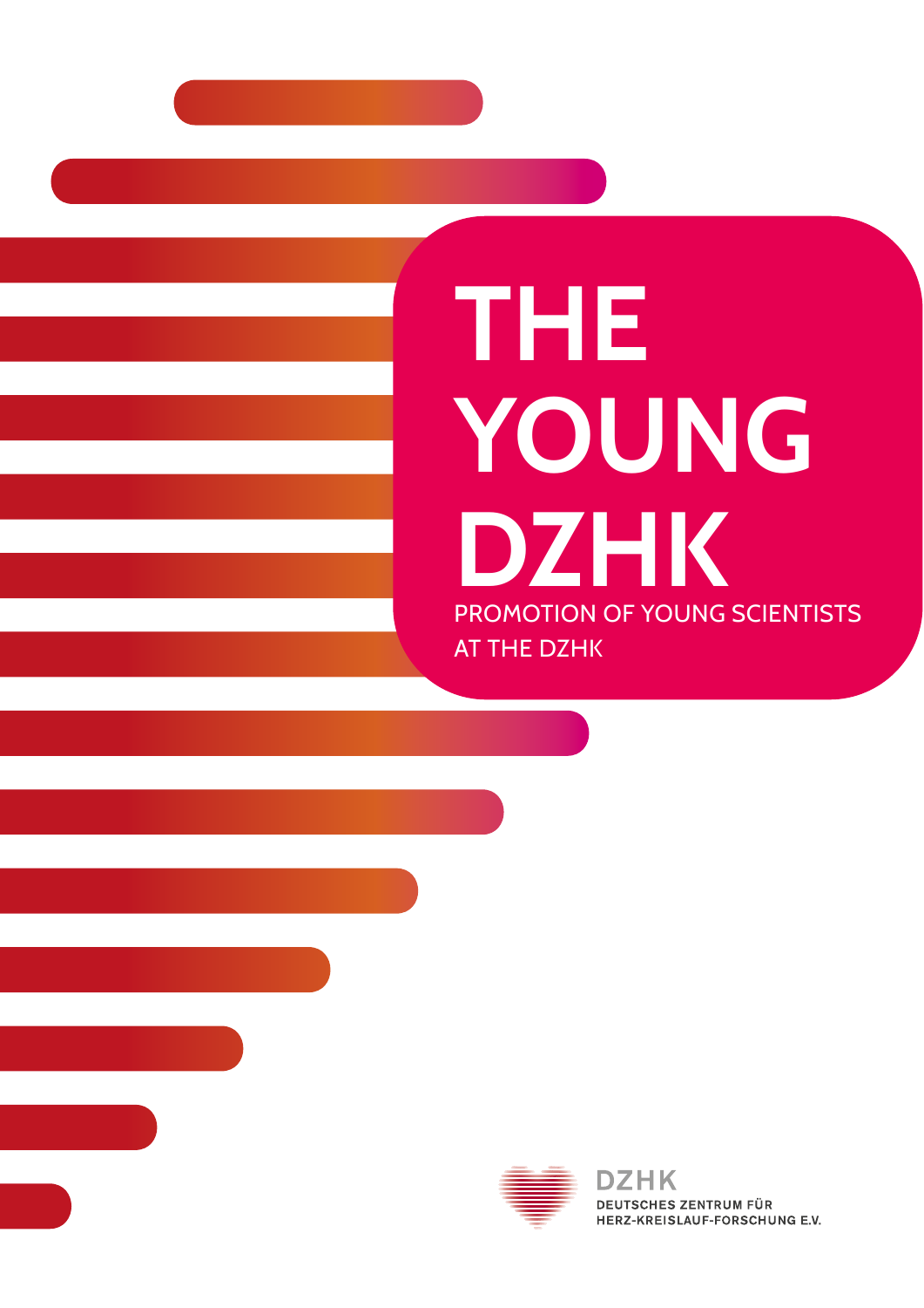# THE YOUNG DZHK

PROMOTION OF YOUNG SCIENTISTS AT THE DZHK

DZHK
DEUTSCHES ZENTRUM FÜR HERZ-KREISLAUF-FORSCHUNG E.V.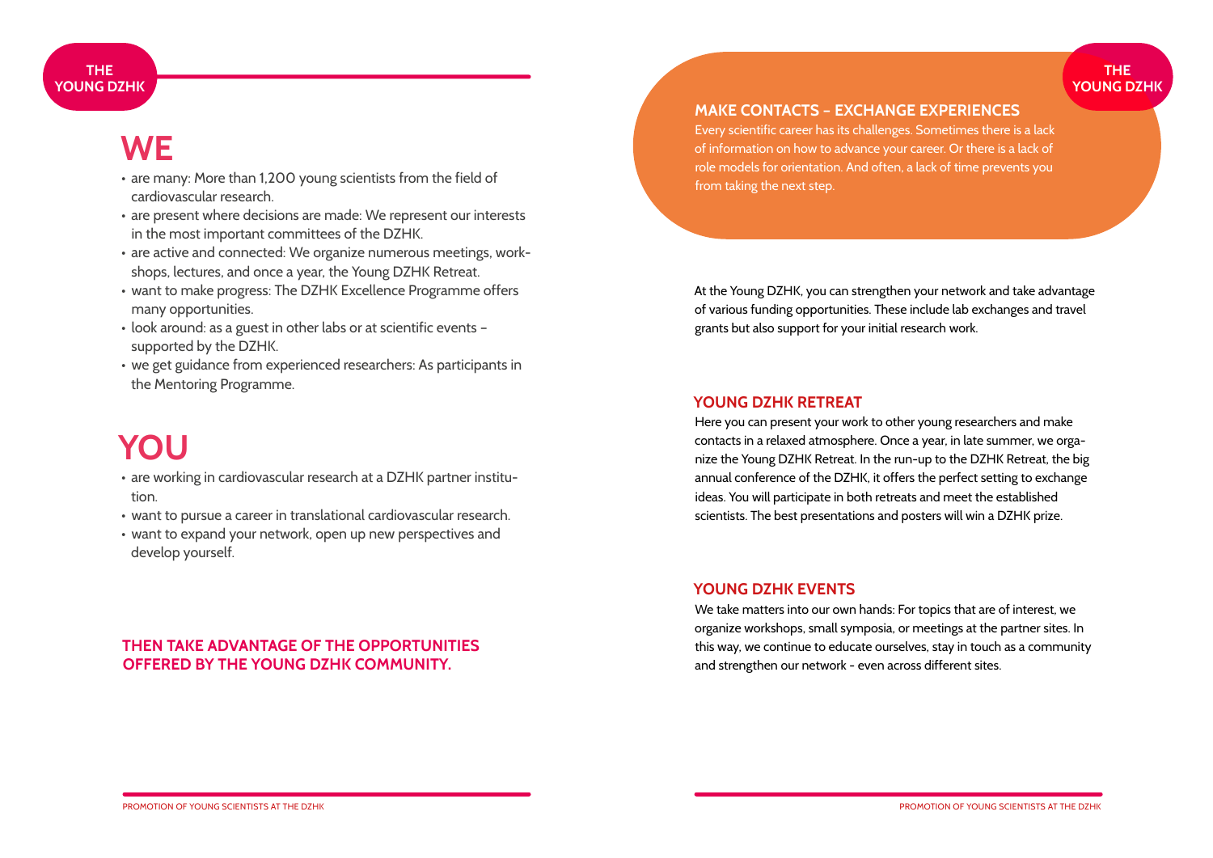# WE

- are many: More than 1,200 young scientists from the field of cardiovascular research.
- are present where decisions are made: We represent our interests in the most important committees of the DZHK.
- are active and connected: We organize numerous meetings, workshops, lectures, and once a year, the Young DZHK Retreat.
- want to make progress: The DZHK Excellence Programme offers many opportunities.
- look around: as a guest in other labs or at scientific events – supported by the DZHK.
- we get guidance from experienced researchers: As participants in the Mentoring Programme.

# YOU

- are working in cardiovascular research at a DZHK partner institution.
- want to pursue a career in translational cardiovascular research.
- want to expand your network, open up new perspectives and develop yourself.

**THEN TAKE ADVANTAGE OF THE OPPORTUNITIES OFFERED BY THE YOUNG DZHK COMMUNITY.**

## MAKE CONTACTS – EXCHANGE EXPERIENCES

Every scientific career has its challenges. Sometimes there is a lack of information on how to advance your career. Or there is a lack of role models for orientation. And often, a lack of time prevents you from taking the next step.

At the Young DZHK, you can strengthen your network and take advantage of various funding opportunities. These include lab exchanges and travel grants but also support for your initial research work.

## YOUNG DZHK RETREAT

Here you can present your work to other young researchers and make contacts in a relaxed atmosphere. Once a year, in late summer, we organize the Young DZHK Retreat. In the run-up to the DZHK Retreat, the big annual conference of the DZHK, it offers the perfect setting to exchange ideas. You will participate in both retreats and meet the established scientists. The best presentations and posters will win a DZHK prize.

## YOUNG DZHK EVENTS

We take matters into our own hands: For topics that are of interest, we organize workshops, small symposia, or meetings at the partner sites. In this way, we continue to educate ourselves, stay in touch as a community and strengthen our network - even across different sites.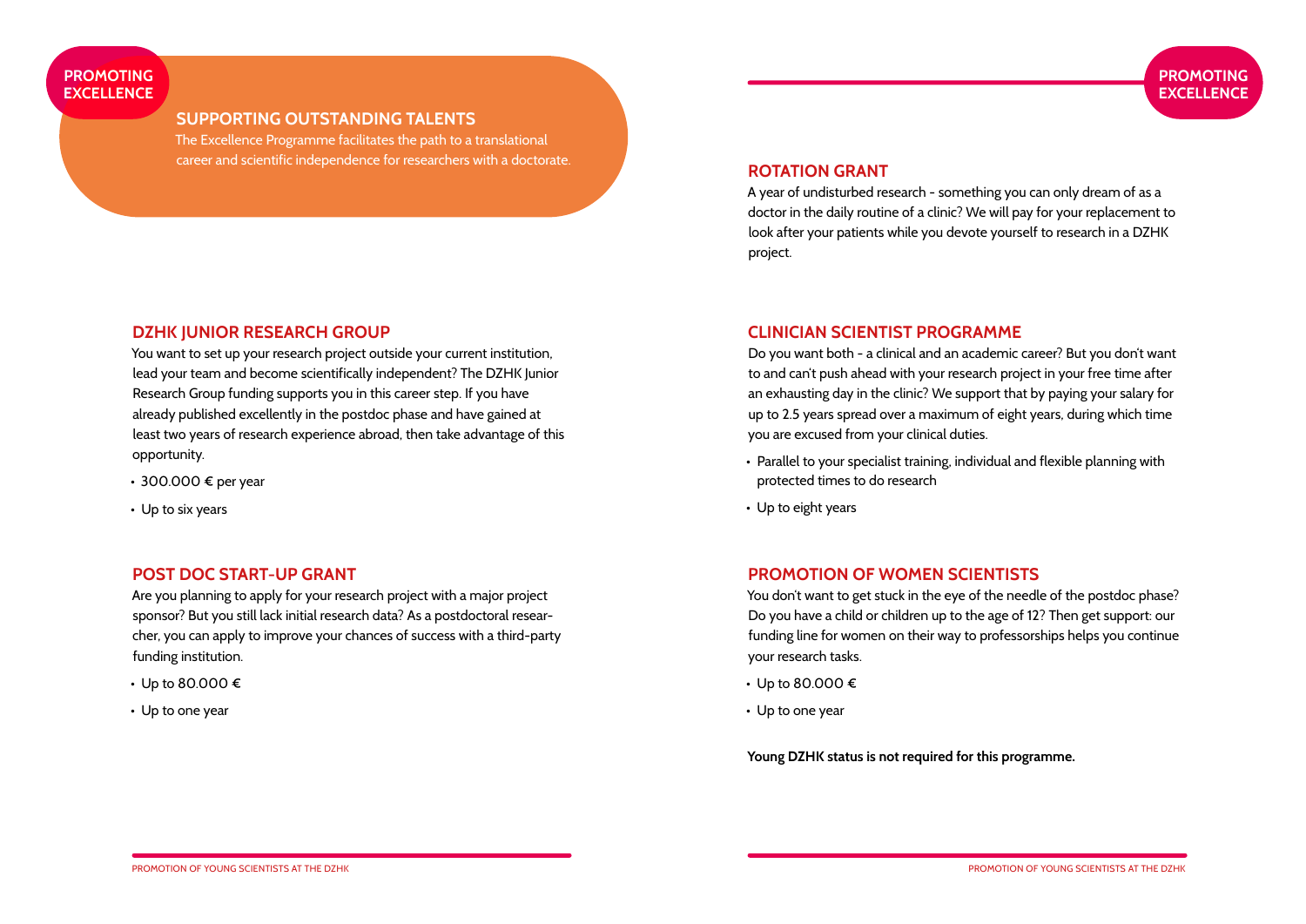PROMOTING EXCELLENCE

## SUPPORTING OUTSTANDING TALENTS

The Excellence Programme facilitates the path to a translational career and scientific independence for researchers with a doctorate.

### DZHK JUNIOR RESEARCH GROUP

You want to set up your research project outside your current institution, lead your team and become scientifically independent? The DZHK Junior Research Group funding supports you in this career step. If you have already published excellently in the postdoc phase and have gained at least two years of research experience abroad, then take advantage of this opportunity.

- 300.000 € per year
- Up to six years

### POST DOC START-UP GRANT

Are you planning to apply for your research project with a major project sponsor? But you still lack initial research data? As a postdoctoral researcher, you can apply to improve your chances of success with a third-party funding institution.

- Up to 80.000 €
- Up to one year

### ROTATION GRANT

A year of undisturbed research - something you can only dream of as a doctor in the daily routine of a clinic? We will pay for your replacement to look after your patients while you devote yourself to research in a DZHK project.

### CLINICIAN SCIENTIST PROGRAMME

Do you want both - a clinical and an academic career? But you don't want to and can't push ahead with your research project in your free time after an exhausting day in the clinic? We support that by paying your salary for up to 2.5 years spread over a maximum of eight years, during which time you are excused from your clinical duties.

- Parallel to your specialist training, individual and flexible planning with protected times to do research
- Up to eight years

### PROMOTION OF WOMEN SCIENTISTS

You don't want to get stuck in the eye of the needle of the postdoc phase? Do you have a child or children up to the age of 12? Then get support: our funding line for women on their way to professorships helps you continue your research tasks.

- Up to 80.000 €
- Up to one year

**Young DZHK status is not required for this programme.**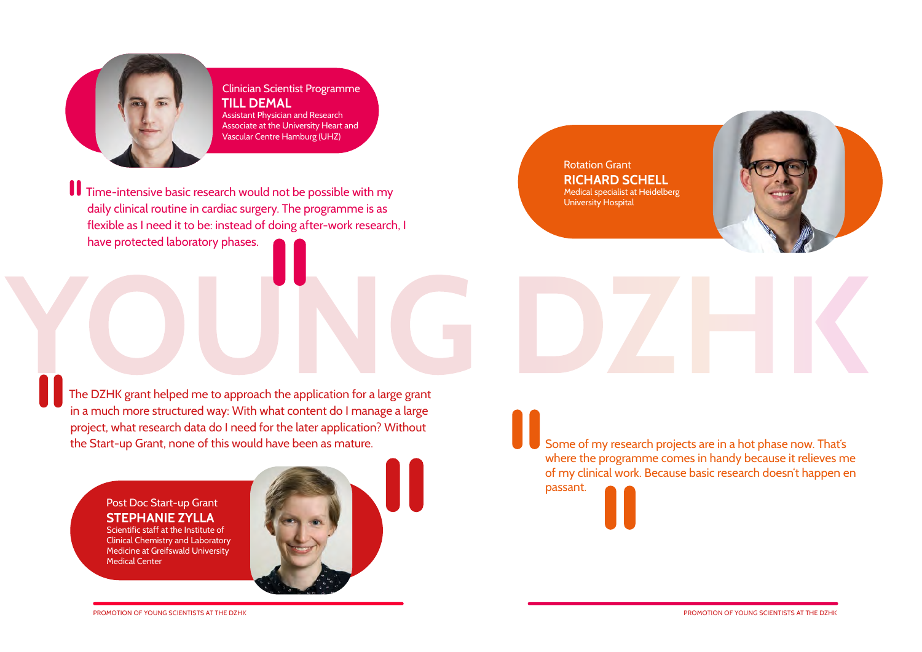Clinician Scientist Programme

**TILL DEMAL**

Assistant Physician and Research Associate at the University Heart and Vascular Centre Hamburg (UHZ)

> Time-intensive basic research would not be possible with my daily clinical routine in cardiac surgery. The programme is as flexible as I need it to be: instead of doing after-work research, I have protected laboratory phases.

Rotation Grant

**RICHARD SCHELL**

Medical specialist at Heidelberg University Hospital

> Some of my research projects are in a hot phase now. That's where the programme comes in handy because it relieves me of my clinical work. Because basic research doesn't happen en passant.

# YOUNG DZHK

> The DZHK grant helped me to approach the application for a large grant in a much more structured way: With what content do I manage a large project, what research data do I need for the later application? Without the Start-up Grant, none of this would have been as mature.

Post Doc Start-up Grant

**STEPHANIE ZYLLA**

Scientific staff at the Institute of Clinical Chemistry and Laboratory Medicine at Greifswald University Medical Center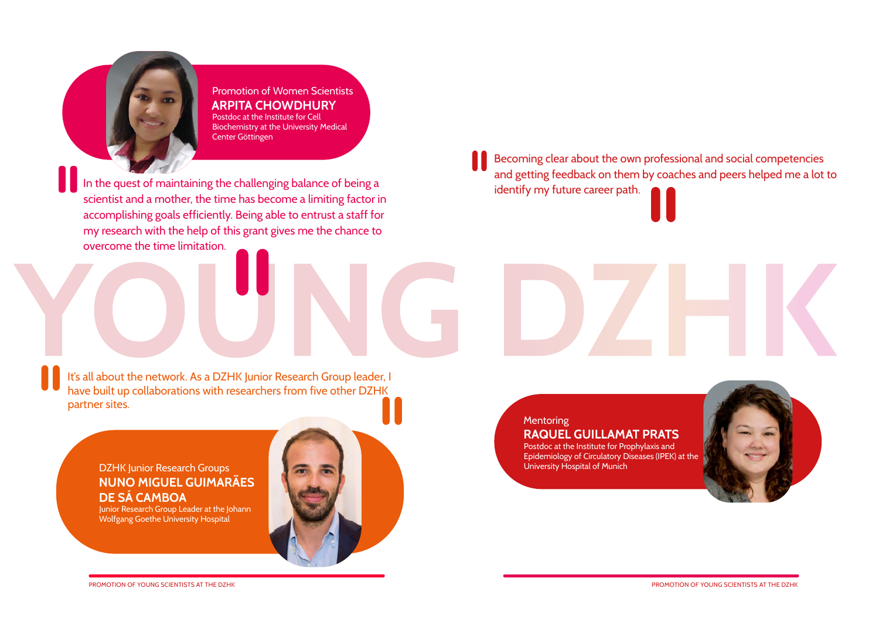Promotion of Women Scientists

**ARPITA CHOWDHURY**

Postdoc at the Institute for Cell Biochemistry at the University Medical Center Göttingen

> In the quest of maintaining the challenging balance of being a scientist and a mother, the time has become a limiting factor in accomplishing goals efficiently. Being able to entrust a staff for my research with the help of this grant gives me the chance to overcome the time limitation.

> Becoming clear about the own professional and social competencies and getting feedback on them by coaches and peers helped me a lot to identify my future career path.

# YOUNG DZHK

> It's all about the network. As a DZHK Junior Research Group leader, I have built up collaborations with researchers from five other DZHK partner sites.

DZHK Junior Research Groups

**NUNO MIGUEL GUIMARÃES DE SÁ CAMBOA**

Junior Research Group Leader at the Johann Wolfgang Goethe University Hospital

Mentoring

**RAQUEL GUILLAMAT PRATS**

Postdoc at the Institute for Prophylaxis and Epidemiology of Circulatory Diseases (IPEK) at the University Hospital of Munich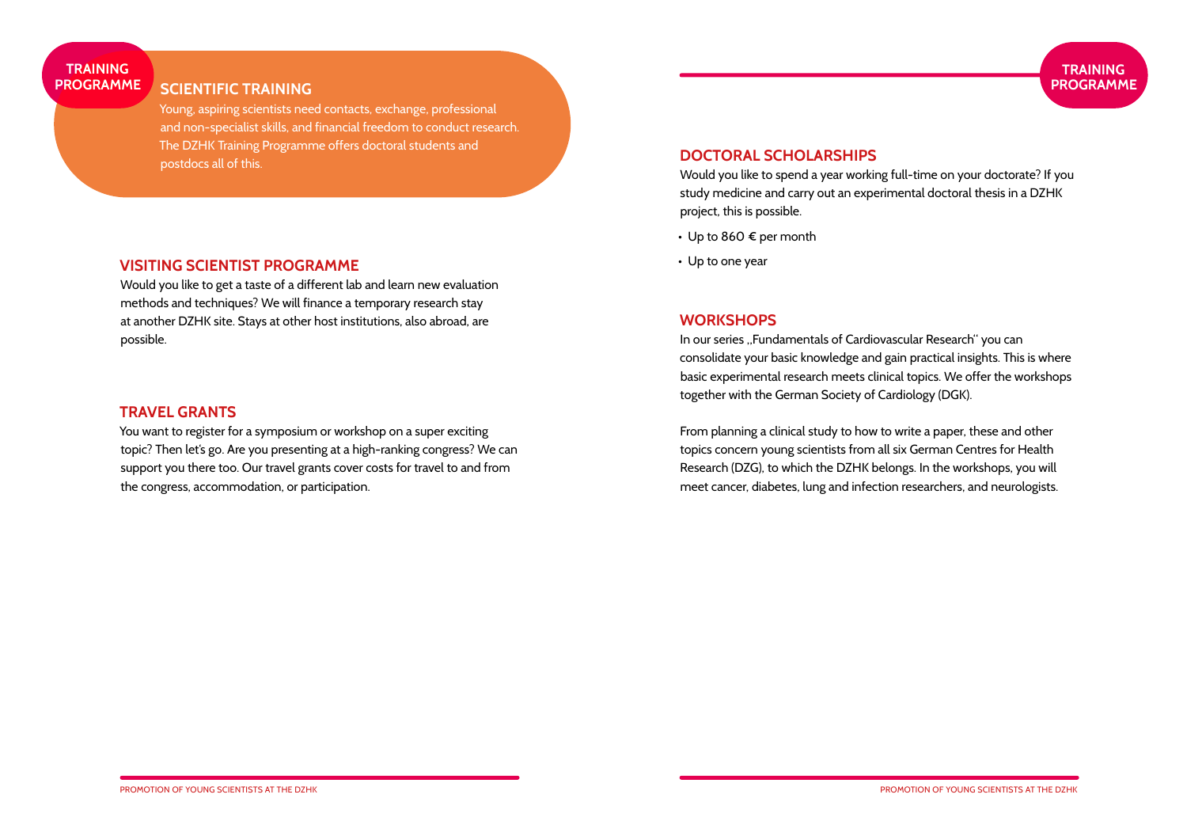TRAINING PROGRAMME

## SCIENTIFIC TRAINING

Young, aspiring scientists need contacts, exchange, professional and non-specialist skills, and financial freedom to conduct research. The DZHK Training Programme offers doctoral students and postdocs all of this.

### VISITING SCIENTIST PROGRAMME

Would you like to get a taste of a different lab and learn new evaluation methods and techniques? We will finance a temporary research stay at another DZHK site. Stays at other host institutions, also abroad, are possible.

### TRAVEL GRANTS

You want to register for a symposium or workshop on a super exciting topic? Then let's go. Are you presenting at a high-ranking congress? We can support you there too. Our travel grants cover costs for travel to and from the congress, accommodation, or participation.

### DOCTORAL SCHOLARSHIPS

Would you like to spend a year working full-time on your doctorate? If you study medicine and carry out an experimental doctoral thesis in a DZHK project, this is possible.

- Up to 860 € per month
- Up to one year

### WORKSHOPS

In our series „Fundamentals of Cardiovascular Research" you can consolidate your basic knowledge and gain practical insights. This is where basic experimental research meets clinical topics. We offer the workshops together with the German Society of Cardiology (DGK).

From planning a clinical study to how to write a paper, these and other topics concern young scientists from all six German Centres for Health Research (DZG), to which the DZHK belongs. In the workshops, you will meet cancer, diabetes, lung and infection researchers, and neurologists.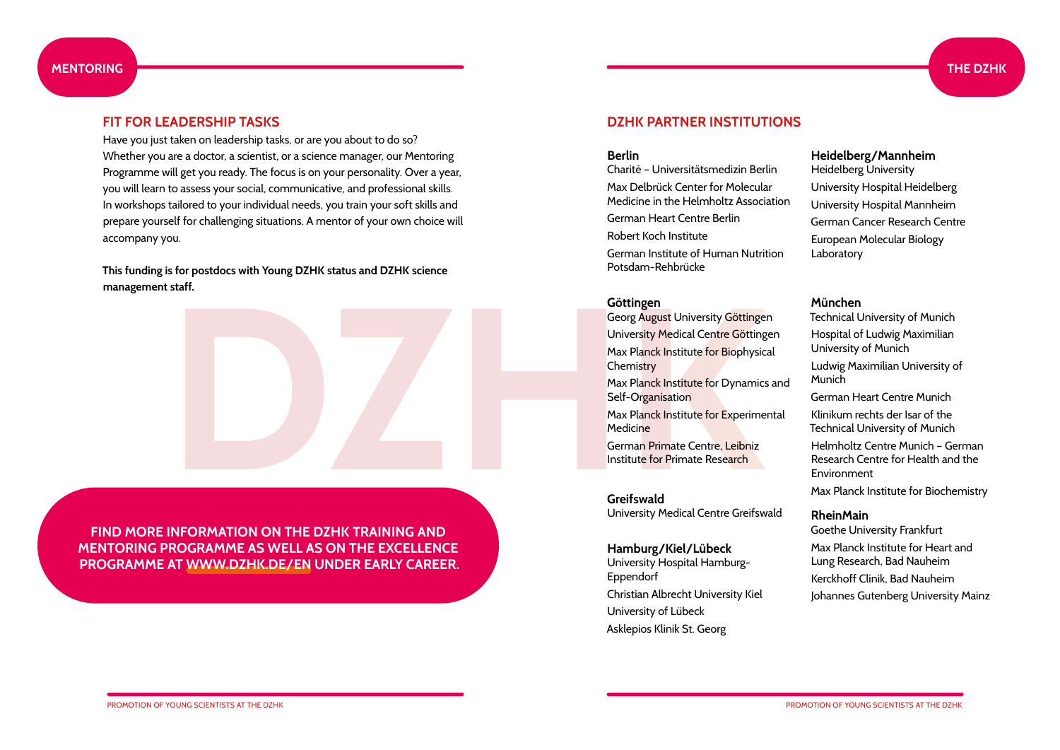## MENTORING

### FIT FOR LEADERSHIP TASKS

Have you just taken on leadership tasks, or are you about to do so? Whether you are a doctor, a scientist, or a science manager, our Mentoring Programme will get you ready. The focus is on your personality. Over a year, you will learn to assess your social, communicative, and professional skills. In workshops tailored to your individual needs, you train your soft skills and prepare yourself for challenging situations. A mentor of your own choice will accompany you.

**This funding is for postdocs with Young DZHK status and DZHK science management staff.**

**FIND MORE INFORMATION ON THE DZHK TRAINING AND MENTORING PROGRAMME AS WELL AS ON THE EXCELLENCE PROGRAMME AT WWW.DZHK.DE/EN UNDER EARLY CAREER.**

## THE DZHK

### DZHK PARTNER INSTITUTIONS

**Berlin**
Charité – Universitätsmedizin Berlin
Max Delbrück Center for Molecular Medicine in the Helmholtz Association
German Heart Centre Berlin
Robert Koch Institute
German Institute of Human Nutrition Potsdam-Rehbrücke

**Göttingen**
Georg August University Göttingen
University Medical Centre Göttingen
Max Planck Institute for Biophysical Chemistry
Max Planck Institute for Dynamics and Self-Organisation
Max Planck Institute for Experimental Medicine
German Primate Centre, Leibniz Institute for Primate Research

**Greifswald**
University Medical Centre Greifswald

**Hamburg/Kiel/Lübeck**
University Hospital Hamburg-Eppendorf
Christian Albrecht University Kiel
University of Lübeck
Asklepios Klinik St. Georg

**Heidelberg/Mannheim**
Heidelberg University
University Hospital Heidelberg
University Hospital Mannheim
German Cancer Research Centre
European Molecular Biology Laboratory

**München**
Technical University of Munich
Hospital of Ludwig Maximilian University of Munich
Ludwig Maximilian University of Munich
German Heart Centre Munich
Klinikum rechts der Isar of the Technical University of Munich
Helmholtz Centre Munich – German Research Centre for Health and the Environment
Max Planck Institute for Biochemistry

**RheinMain**
Goethe University Frankfurt
Max Planck Institute for Heart and Lung Research, Bad Nauheim
Kerckhoff Clinik, Bad Nauheim
Johannes Gutenberg University Mainz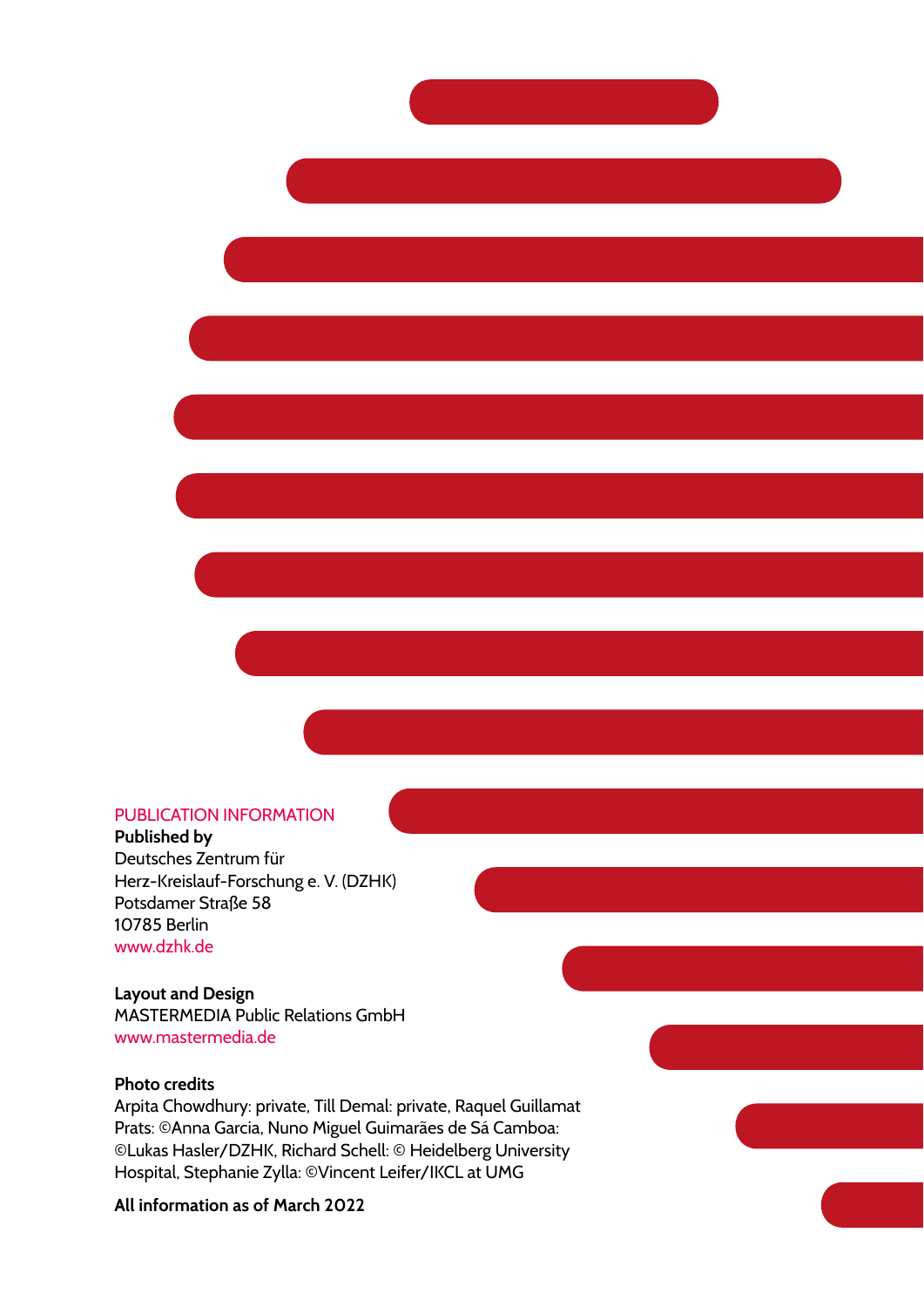## PUBLICATION INFORMATION

**Published by**
Deutsches Zentrum für
Herz-Kreislauf-Forschung e. V. (DZHK)
Potsdamer Straße 58
10785 Berlin
www.dzhk.de

**Layout and Design**
MASTERMEDIA Public Relations GmbH
www.mastermedia.de

**Photo credits**
Arpita Chowdhury: private, Till Demal: private, Raquel Guillamat Prats: ©Anna Garcia, Nuno Miguel Guimarães de Sá Camboa: ©Lukas Hasler/DZHK, Richard Schell: © Heidelberg University Hospital, Stephanie Zylla: ©Vincent Leifer/IKCL at UMG

**All information as of March 2022**